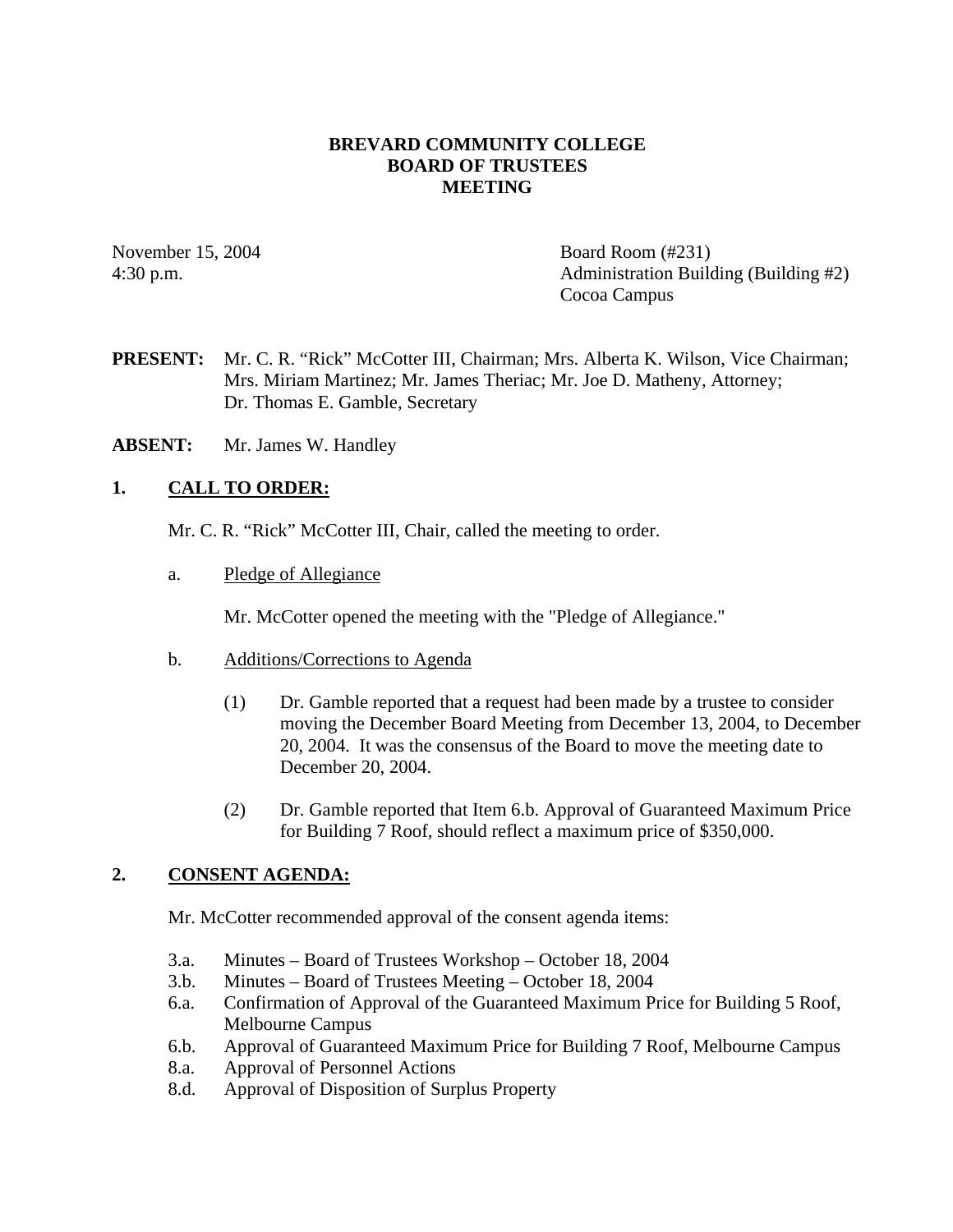**BREVARD COMMUNITY COLLEGE**
**BOARD OF TRUSTEES**
**MEETING**

November 15, 2004
4:30 p.m.

Board Room (#231)
Administration Building (Building #2)
Cocoa Campus

**PRESENT:** Mr. C. R. "Rick" McCotter III, Chairman; Mrs. Alberta K. Wilson, Vice Chairman; Mrs. Miriam Martinez; Mr. James Theriac; Mr. Joe D. Matheny, Attorney; Dr. Thomas E. Gamble, Secretary

**ABSENT:** Mr. James W. Handley

## 1. CALL TO ORDER:

Mr. C. R. "Rick" McCotter III, Chair, called the meeting to order.

a. Pledge of Allegiance

Mr. McCotter opened the meeting with the "Pledge of Allegiance."

b. Additions/Corrections to Agenda

(1) Dr. Gamble reported that a request had been made by a trustee to consider moving the December Board Meeting from December 13, 2004, to December 20, 2004. It was the consensus of the Board to move the meeting date to December 20, 2004.

(2) Dr. Gamble reported that Item 6.b. Approval of Guaranteed Maximum Price for Building 7 Roof, should reflect a maximum price of $350,000.

## 2. CONSENT AGENDA:

Mr. McCotter recommended approval of the consent agenda items:

- 3.a. Minutes – Board of Trustees Workshop – October 18, 2004
- 3.b. Minutes – Board of Trustees Meeting – October 18, 2004
- 6.a. Confirmation of Approval of the Guaranteed Maximum Price for Building 5 Roof, Melbourne Campus
- 6.b. Approval of Guaranteed Maximum Price for Building 7 Roof, Melbourne Campus
- 8.a. Approval of Personnel Actions
- 8.d. Approval of Disposition of Surplus Property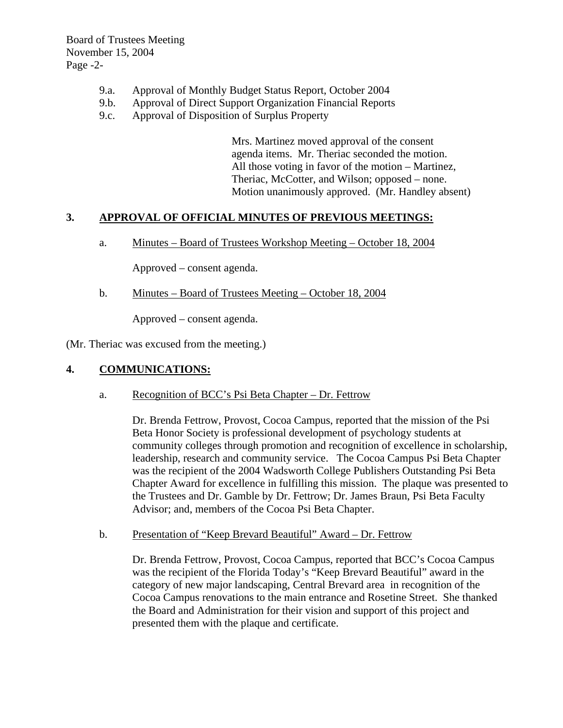9.a. Approval of Monthly Budget Status Report, October 2004
9.b. Approval of Direct Support Organization Financial Reports
9.c. Approval of Disposition of Surplus Property

Mrs. Martinez moved approval of the consent agenda items. Mr. Theriac seconded the motion. All those voting in favor of the motion – Martinez, Theriac, McCotter, and Wilson; opposed – none. Motion unanimously approved. (Mr. Handley absent)

## 3. APPROVAL OF OFFICIAL MINUTES OF PREVIOUS MEETINGS:

a. Minutes – Board of Trustees Workshop Meeting – October 18, 2004

Approved – consent agenda.

b. Minutes – Board of Trustees Meeting – October 18, 2004

Approved – consent agenda.

(Mr. Theriac was excused from the meeting.)

## 4. COMMUNICATIONS:

a. Recognition of BCC's Psi Beta Chapter – Dr. Fettrow

Dr. Brenda Fettrow, Provost, Cocoa Campus, reported that the mission of the Psi Beta Honor Society is professional development of psychology students at community colleges through promotion and recognition of excellence in scholarship, leadership, research and community service. The Cocoa Campus Psi Beta Chapter was the recipient of the 2004 Wadsworth College Publishers Outstanding Psi Beta Chapter Award for excellence in fulfilling this mission. The plaque was presented to the Trustees and Dr. Gamble by Dr. Fettrow; Dr. James Braun, Psi Beta Faculty Advisor; and, members of the Cocoa Psi Beta Chapter.

b. Presentation of "Keep Brevard Beautiful" Award – Dr. Fettrow

Dr. Brenda Fettrow, Provost, Cocoa Campus, reported that BCC's Cocoa Campus was the recipient of the Florida Today's "Keep Brevard Beautiful" award in the category of new major landscaping, Central Brevard area in recognition of the Cocoa Campus renovations to the main entrance and Rosetine Street. She thanked the Board and Administration for their vision and support of this project and presented them with the plaque and certificate.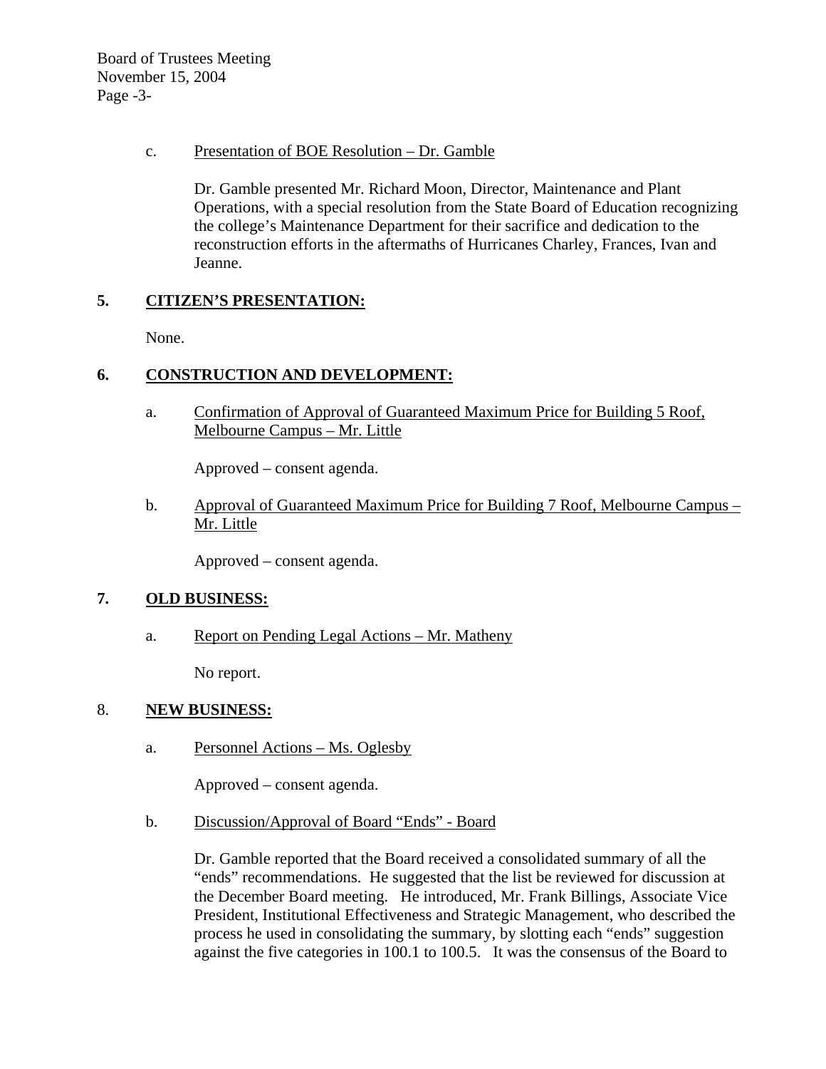c. Presentation of BOE Resolution – Dr. Gamble

Dr. Gamble presented Mr. Richard Moon, Director, Maintenance and Plant Operations, with a special resolution from the State Board of Education recognizing the college's Maintenance Department for their sacrifice and dedication to the reconstruction efforts in the aftermaths of Hurricanes Charley, Frances, Ivan and Jeanne.

## 5. CITIZEN'S PRESENTATION:

None.

## 6. CONSTRUCTION AND DEVELOPMENT:

a. Confirmation of Approval of Guaranteed Maximum Price for Building 5 Roof, Melbourne Campus – Mr. Little

Approved – consent agenda.

b. Approval of Guaranteed Maximum Price for Building 7 Roof, Melbourne Campus – Mr. Little

Approved – consent agenda.

## 7. OLD BUSINESS:

a. Report on Pending Legal Actions – Mr. Matheny

No report.

## 8. NEW BUSINESS:

a. Personnel Actions – Ms. Oglesby

Approved – consent agenda.

b. Discussion/Approval of Board "Ends" - Board

Dr. Gamble reported that the Board received a consolidated summary of all the "ends" recommendations. He suggested that the list be reviewed for discussion at the December Board meeting. He introduced, Mr. Frank Billings, Associate Vice President, Institutional Effectiveness and Strategic Management, who described the process he used in consolidating the summary, by slotting each "ends" suggestion against the five categories in 100.1 to 100.5. It was the consensus of the Board to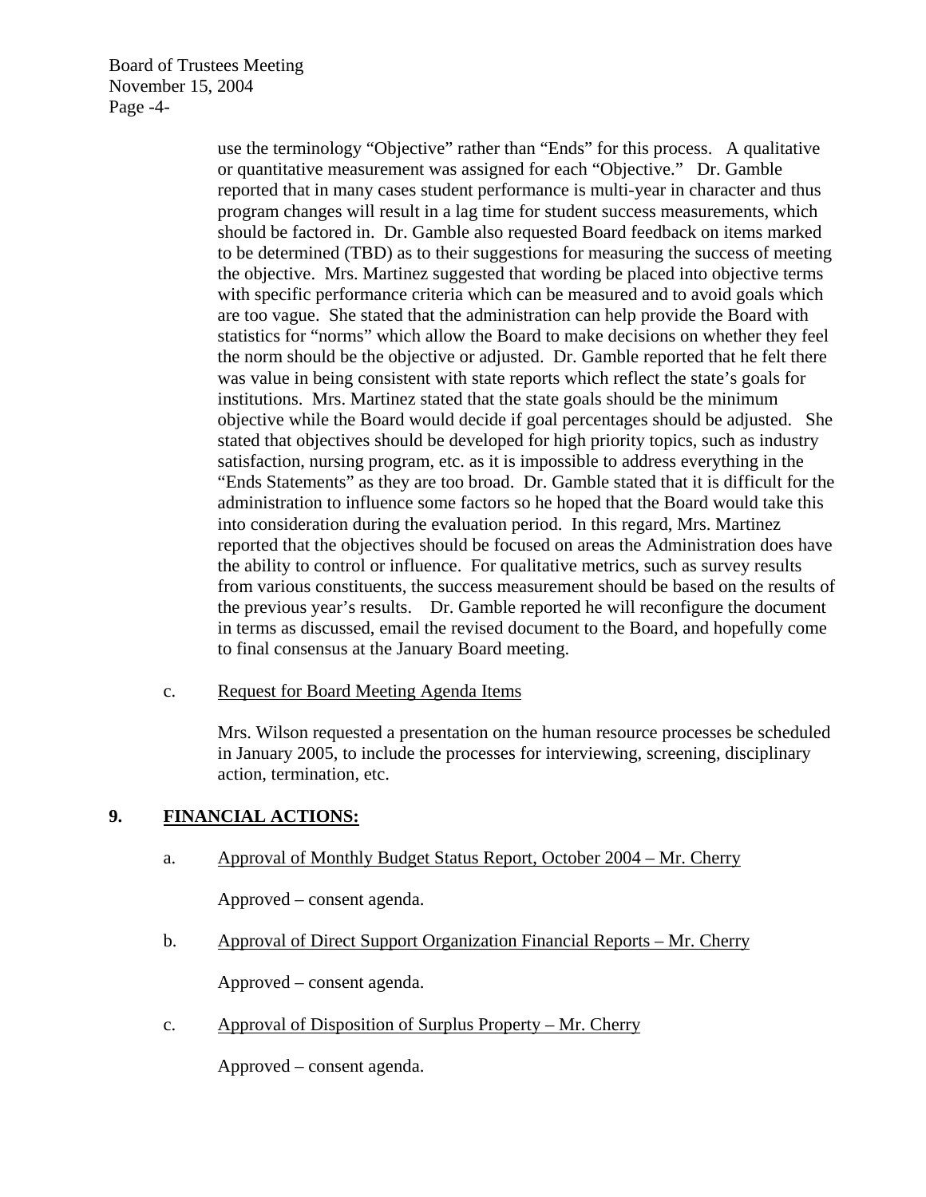use the terminology "Objective" rather than "Ends" for this process. A qualitative or quantitative measurement was assigned for each "Objective." Dr. Gamble reported that in many cases student performance is multi-year in character and thus program changes will result in a lag time for student success measurements, which should be factored in. Dr. Gamble also requested Board feedback on items marked to be determined (TBD) as to their suggestions for measuring the success of meeting the objective. Mrs. Martinez suggested that wording be placed into objective terms with specific performance criteria which can be measured and to avoid goals which are too vague. She stated that the administration can help provide the Board with statistics for "norms" which allow the Board to make decisions on whether they feel the norm should be the objective or adjusted. Dr. Gamble reported that he felt there was value in being consistent with state reports which reflect the state's goals for institutions. Mrs. Martinez stated that the state goals should be the minimum objective while the Board would decide if goal percentages should be adjusted. She stated that objectives should be developed for high priority topics, such as industry satisfaction, nursing program, etc. as it is impossible to address everything in the "Ends Statements" as they are too broad. Dr. Gamble stated that it is difficult for the administration to influence some factors so he hoped that the Board would take this into consideration during the evaluation period. In this regard, Mrs. Martinez reported that the objectives should be focused on areas the Administration does have the ability to control or influence. For qualitative metrics, such as survey results from various constituents, the success measurement should be based on the results of the previous year's results. Dr. Gamble reported he will reconfigure the document in terms as discussed, email the revised document to the Board, and hopefully come to final consensus at the January Board meeting.

c. Request for Board Meeting Agenda Items

Mrs. Wilson requested a presentation on the human resource processes be scheduled in January 2005, to include the processes for interviewing, screening, disciplinary action, termination, etc.

## 9. FINANCIAL ACTIONS:

a. Approval of Monthly Budget Status Report, October 2004 – Mr. Cherry

Approved – consent agenda.

b. Approval of Direct Support Organization Financial Reports – Mr. Cherry

Approved – consent agenda.

c. Approval of Disposition of Surplus Property – Mr. Cherry

Approved – consent agenda.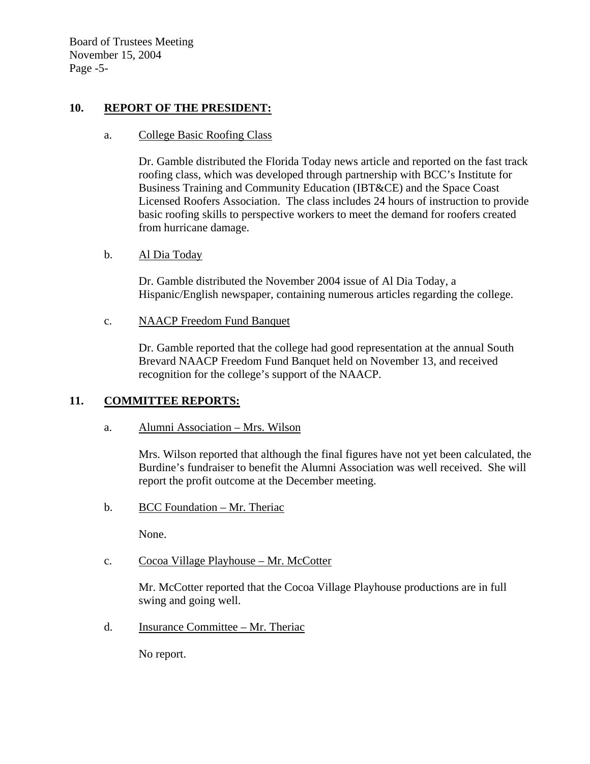## 10. REPORT OF THE PRESIDENT:

a. College Basic Roofing Class

Dr. Gamble distributed the Florida Today news article and reported on the fast track roofing class, which was developed through partnership with BCC's Institute for Business Training and Community Education (IBT&CE) and the Space Coast Licensed Roofers Association. The class includes 24 hours of instruction to provide basic roofing skills to perspective workers to meet the demand for roofers created from hurricane damage.

b. Al Dia Today

Dr. Gamble distributed the November 2004 issue of Al Dia Today, a Hispanic/English newspaper, containing numerous articles regarding the college.

c. NAACP Freedom Fund Banquet

Dr. Gamble reported that the college had good representation at the annual South Brevard NAACP Freedom Fund Banquet held on November 13, and received recognition for the college's support of the NAACP.

## 11. COMMITTEE REPORTS:

a. Alumni Association – Mrs. Wilson

Mrs. Wilson reported that although the final figures have not yet been calculated, the Burdine's fundraiser to benefit the Alumni Association was well received. She will report the profit outcome at the December meeting.

b. BCC Foundation – Mr. Theriac

None.

c. Cocoa Village Playhouse – Mr. McCotter

Mr. McCotter reported that the Cocoa Village Playhouse productions are in full swing and going well.

d. Insurance Committee – Mr. Theriac

No report.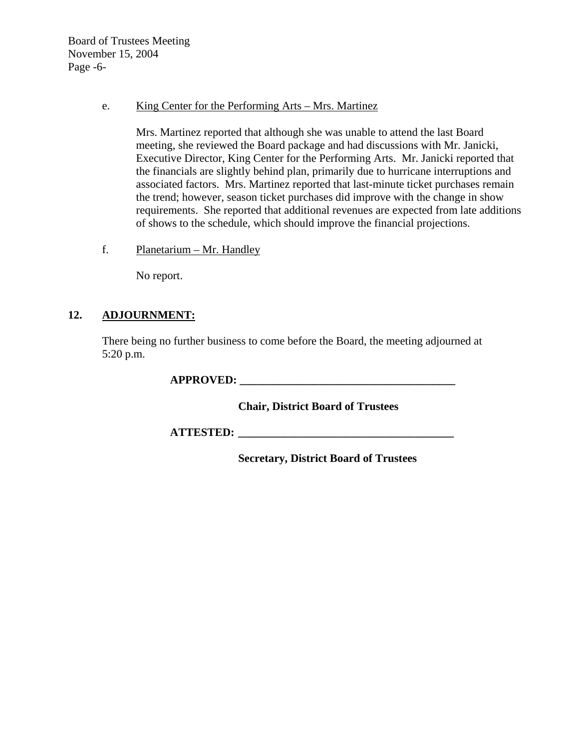e. <u>King Center for the Performing Arts – Mrs. Martinez</u>

Mrs. Martinez reported that although she was unable to attend the last Board meeting, she reviewed the Board package and had discussions with Mr. Janicki, Executive Director, King Center for the Performing Arts. Mr. Janicki reported that the financials are slightly behind plan, primarily due to hurricane interruptions and associated factors. Mrs. Martinez reported that last-minute ticket purchases remain the trend; however, season ticket purchases did improve with the change in show requirements. She reported that additional revenues are expected from late additions of shows to the schedule, which should improve the financial projections.

f. <u>Planetarium – Mr. Handley</u>

No report.

**12. <u>ADJOURNMENT:</u>**

There being no further business to come before the Board, the meeting adjourned at 5:20 p.m.

**APPROVED: \_\_\_\_\_\_\_\_\_\_\_\_\_\_\_\_\_\_\_\_\_\_\_\_\_\_\_\_\_\_\_\_\_\_\_\_\_\_\_\_**

**Chair, District Board of Trustees**

**ATTESTED: \_\_\_\_\_\_\_\_\_\_\_\_\_\_\_\_\_\_\_\_\_\_\_\_\_\_\_\_\_\_\_\_\_\_\_\_\_\_\_\_**

**Secretary, District Board of Trustees**